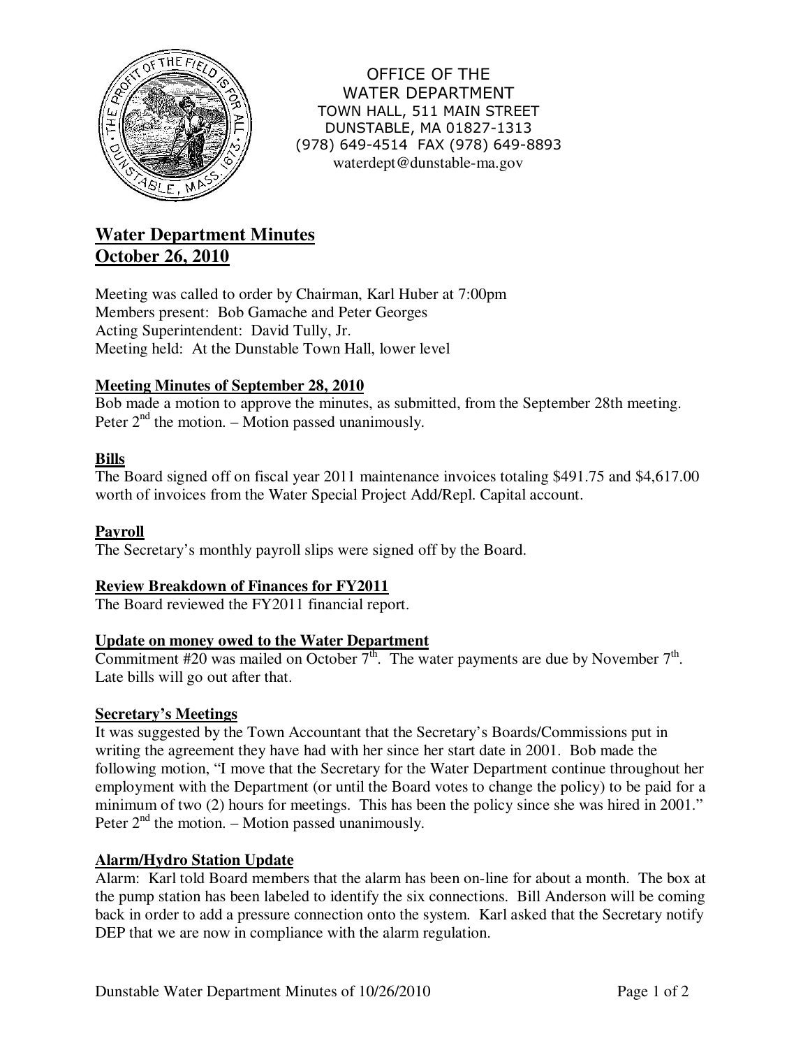OFFICE OF THE
WATER DEPARTMENT
TOWN HALL, 511 MAIN STREET
DUNSTABLE, MA 01827-1313
(978) 649-4514 FAX (978) 649-8893
waterdept@dunstable-ma.gov

# Water Department Minutes
# October 26, 2010

Meeting was called to order by Chairman, Karl Huber at 7:00pm
Members present: Bob Gamache and Peter Georges
Acting Superintendent: David Tully, Jr.
Meeting held: At the Dunstable Town Hall, lower level

## Meeting Minutes of September 28, 2010

Bob made a motion to approve the minutes, as submitted, from the September 28th meeting. Peter 2nd the motion. – Motion passed unanimously.

## Bills

The Board signed off on fiscal year 2011 maintenance invoices totaling $491.75 and $4,617.00 worth of invoices from the Water Special Project Add/Repl. Capital account.

## Payroll

The Secretary's monthly payroll slips were signed off by the Board.

## Review Breakdown of Finances for FY2011

The Board reviewed the FY2011 financial report.

## Update on money owed to the Water Department

Commitment #20 was mailed on October 7th. The water payments are due by November 7th. Late bills will go out after that.

## Secretary's Meetings

It was suggested by the Town Accountant that the Secretary's Boards/Commissions put in writing the agreement they have had with her since her start date in 2001. Bob made the following motion, "I move that the Secretary for the Water Department continue throughout her employment with the Department (or until the Board votes to change the policy) to be paid for a minimum of two (2) hours for meetings. This has been the policy since she was hired in 2001." Peter 2nd the motion. – Motion passed unanimously.

## Alarm/Hydro Station Update

Alarm: Karl told Board members that the alarm has been on-line for about a month. The box at the pump station has been labeled to identify the six connections. Bill Anderson will be coming back in order to add a pressure connection onto the system. Karl asked that the Secretary notify DEP that we are now in compliance with the alarm regulation.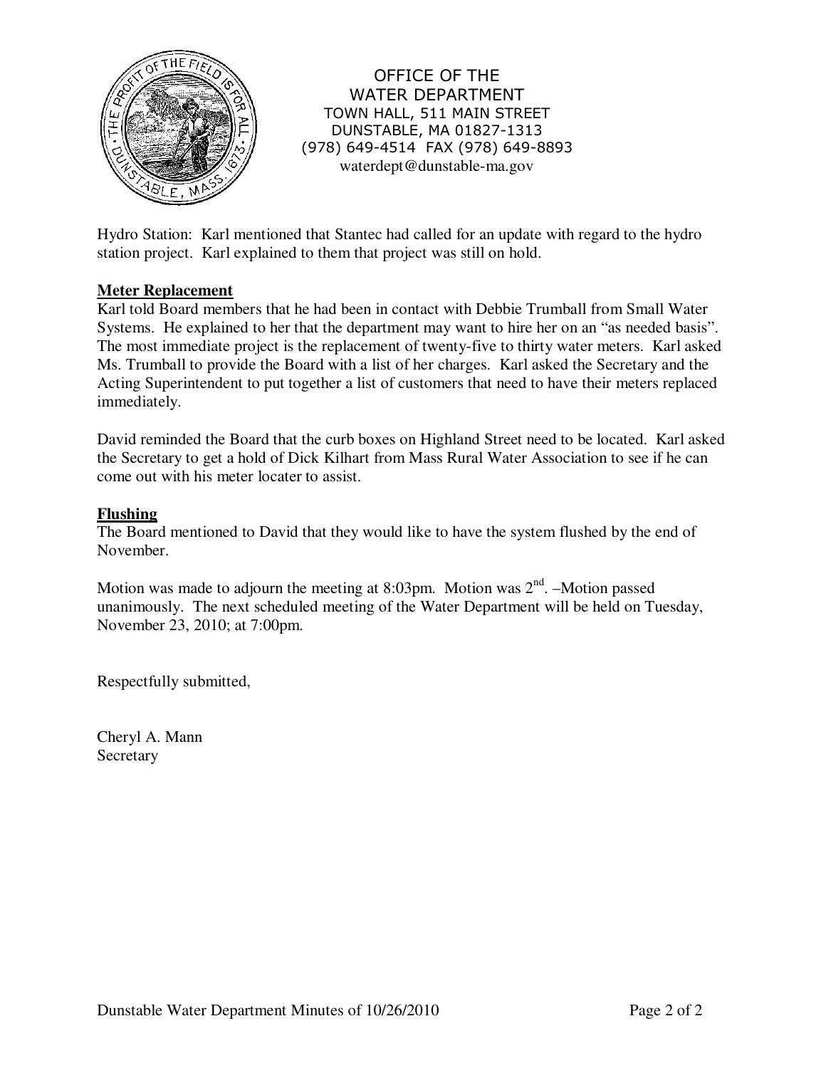OFFICE OF THE
WATER DEPARTMENT
TOWN HALL, 511 MAIN STREET
DUNSTABLE, MA 01827-1313
(978) 649-4514 FAX (978) 649-8893
waterdept@dunstable-ma.gov

Hydro Station: Karl mentioned that Stantec had called for an update with regard to the hydro station project. Karl explained to them that project was still on hold.

**Meter Replacement**

Karl told Board members that he had been in contact with Debbie Trumball from Small Water Systems. He explained to her that the department may want to hire her on an "as needed basis". The most immediate project is the replacement of twenty-five to thirty water meters. Karl asked Ms. Trumball to provide the Board with a list of her charges. Karl asked the Secretary and the Acting Superintendent to put together a list of customers that need to have their meters replaced immediately.

David reminded the Board that the curb boxes on Highland Street need to be located. Karl asked the Secretary to get a hold of Dick Kilhart from Mass Rural Water Association to see if he can come out with his meter locater to assist.

**Flushing**

The Board mentioned to David that they would like to have the system flushed by the end of November.

Motion was made to adjourn the meeting at 8:03pm. Motion was 2nd. –Motion passed unanimously. The next scheduled meeting of the Water Department will be held on Tuesday, November 23, 2010; at 7:00pm.

Respectfully submitted,

Cheryl A. Mann
Secretary